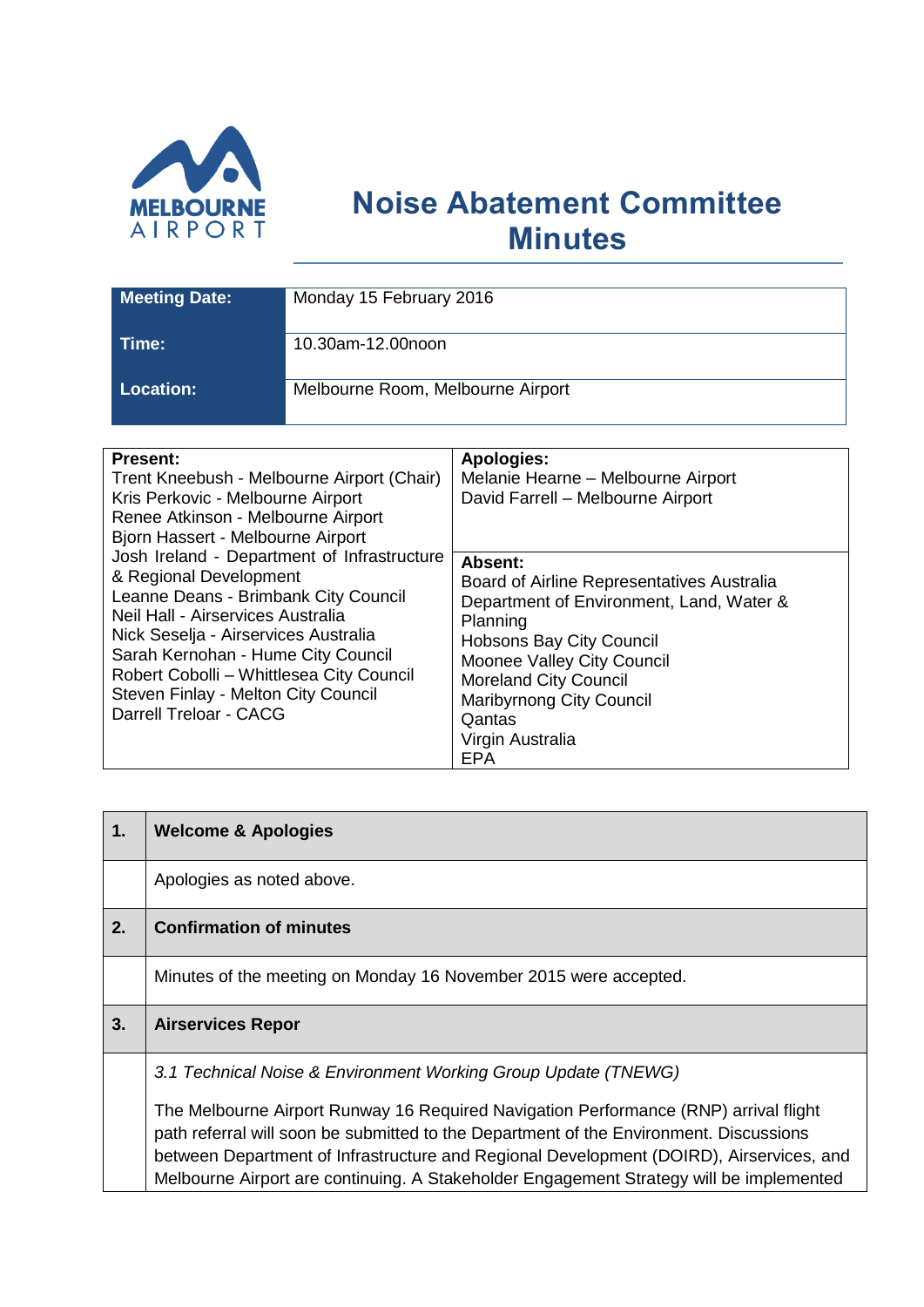# Noise Abatement Committee Minutes

| | |
|---|---|
| **Meeting Date:** | Monday 15 February 2016 |
| **Time:** | 10.30am-12.00noon |
| **Location:** | Melbourne Room, Melbourne Airport |

| **Present:** | **Apologies:** |
|---|---|
| Trent Kneebush - Melbourne Airport (Chair)<br>Kris Perkovic - Melbourne Airport<br>Renee Atkinson - Melbourne Airport<br>Bjorn Hassert - Melbourne Airport<br>Josh Ireland - Department of Infrastructure & Regional Development<br>Leanne Deans - Brimbank City Council<br>Neil Hall - Airservices Australia<br>Nick Seselja - Airservices Australia<br>Sarah Kernohan - Hume City Council<br>Robert Cobolli – Whittlesea City Council<br>Steven Finlay - Melton City Council<br>Darrell Treloar - CACG | Melanie Hearne – Melbourne Airport<br>David Farrell – Melbourne Airport<br><br>**Absent:**<br>Board of Airline Representatives Australia<br>Department of Environment, Land, Water & Planning<br>Hobsons Bay City Council<br>Moonee Valley City Council<br>Moreland City Council<br>Maribyrnong City Council<br>Qantas<br>Virgin Australia<br>EPA |

| | |
|---|---|
| **1.** | **Welcome & Apologies** |
| | Apologies as noted above. |
| **2.** | **Confirmation of minutes** |
| | Minutes of the meeting on Monday 16 November 2015 were accepted. |
| **3.** | **Airservices Repor** |
| | *3.1 Technical Noise & Environment Working Group Update (TNEWG)*<br><br>The Melbourne Airport Runway 16 Required Navigation Performance (RNP) arrival flight path referral will soon be submitted to the Department of the Environment. Discussions between Department of Infrastructure and Regional Development (DOIRD), Airservices, and Melbourne Airport are continuing. A Stakeholder Engagement Strategy will be implemented |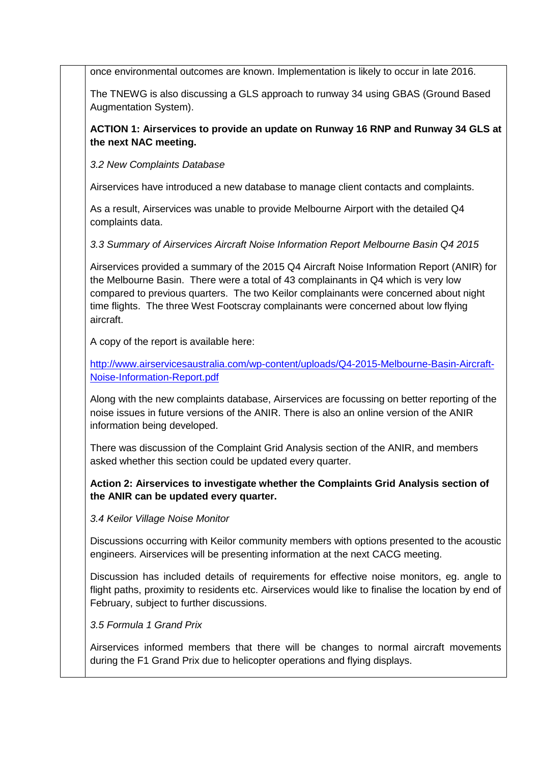once environmental outcomes are known. Implementation is likely to occur in late 2016.

The TNEWG is also discussing a GLS approach to runway 34 using GBAS (Ground Based Augmentation System).

**ACTION 1: Airservices to provide an update on Runway 16 RNP and Runway 34 GLS at the next NAC meeting.**

*3.2 New Complaints Database*

Airservices have introduced a new database to manage client contacts and complaints.

As a result, Airservices was unable to provide Melbourne Airport with the detailed Q4 complaints data.

*3.3 Summary of Airservices Aircraft Noise Information Report Melbourne Basin Q4 2015*

Airservices provided a summary of the 2015 Q4 Aircraft Noise Information Report (ANIR) for the Melbourne Basin. There were a total of 43 complainants in Q4 which is very low compared to previous quarters. The two Keilor complainants were concerned about night time flights. The three West Footscray complainants were concerned about low flying aircraft.

A copy of the report is available here:

[http://www.airservicesaustralia.com/wp-content/uploads/Q4-2015-Melbourne-Basin-Aircraft-Noise-Information-Report.pdf](http://www.airservicesaustralia.com/wp-content/uploads/Q4-2015-Melbourne-Basin-Aircraft-Noise-Information-Report.pdf)

Along with the new complaints database, Airservices are focussing on better reporting of the noise issues in future versions of the ANIR. There is also an online version of the ANIR information being developed.

There was discussion of the Complaint Grid Analysis section of the ANIR, and members asked whether this section could be updated every quarter.

**Action 2: Airservices to investigate whether the Complaints Grid Analysis section of the ANIR can be updated every quarter.**

*3.4 Keilor Village Noise Monitor*

Discussions occurring with Keilor community members with options presented to the acoustic engineers. Airservices will be presenting information at the next CACG meeting.

Discussion has included details of requirements for effective noise monitors, eg. angle to flight paths, proximity to residents etc. Airservices would like to finalise the location by end of February, subject to further discussions.

*3.5 Formula 1 Grand Prix*

Airservices informed members that there will be changes to normal aircraft movements during the F1 Grand Prix due to helicopter operations and flying displays.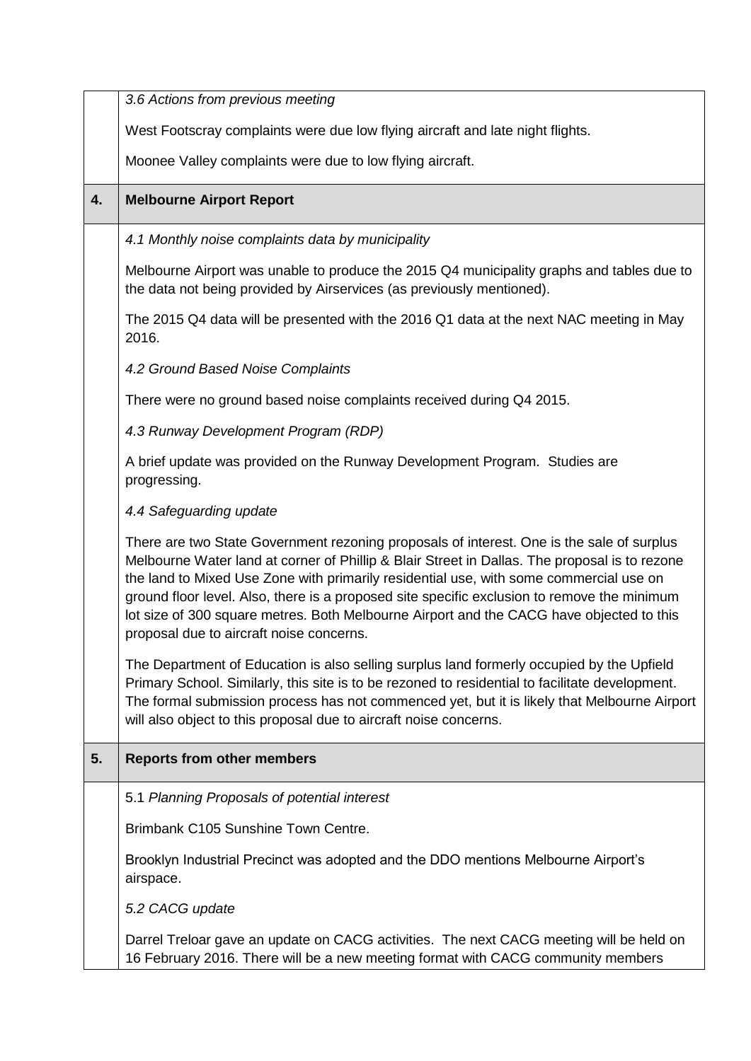*3.6 Actions from previous meeting*

West Footscray complaints were due low flying aircraft and late night flights.

Moonee Valley complaints were due to low flying aircraft.

## 4. Melbourne Airport Report

*4.1 Monthly noise complaints data by municipality*

Melbourne Airport was unable to produce the 2015 Q4 municipality graphs and tables due to the data not being provided by Airservices (as previously mentioned).

The 2015 Q4 data will be presented with the 2016 Q1 data at the next NAC meeting in May 2016.

*4.2 Ground Based Noise Complaints*

There were no ground based noise complaints received during Q4 2015.

*4.3 Runway Development Program (RDP)*

A brief update was provided on the Runway Development Program. Studies are progressing.

*4.4 Safeguarding update*

There are two State Government rezoning proposals of interest. One is the sale of surplus Melbourne Water land at corner of Phillip & Blair Street in Dallas. The proposal is to rezone the land to Mixed Use Zone with primarily residential use, with some commercial use on ground floor level. Also, there is a proposed site specific exclusion to remove the minimum lot size of 300 square metres. Both Melbourne Airport and the CACG have objected to this proposal due to aircraft noise concerns.

The Department of Education is also selling surplus land formerly occupied by the Upfield Primary School. Similarly, this site is to be rezoned to residential to facilitate development. The formal submission process has not commenced yet, but it is likely that Melbourne Airport will also object to this proposal due to aircraft noise concerns.

## 5. Reports from other members

5.1 *Planning Proposals of potential interest*

Brimbank C105 Sunshine Town Centre.

Brooklyn Industrial Precinct was adopted and the DDO mentions Melbourne Airport's airspace.

*5.2 CACG update*

Darrel Treloar gave an update on CACG activities. The next CACG meeting will be held on 16 February 2016. There will be a new meeting format with CACG community members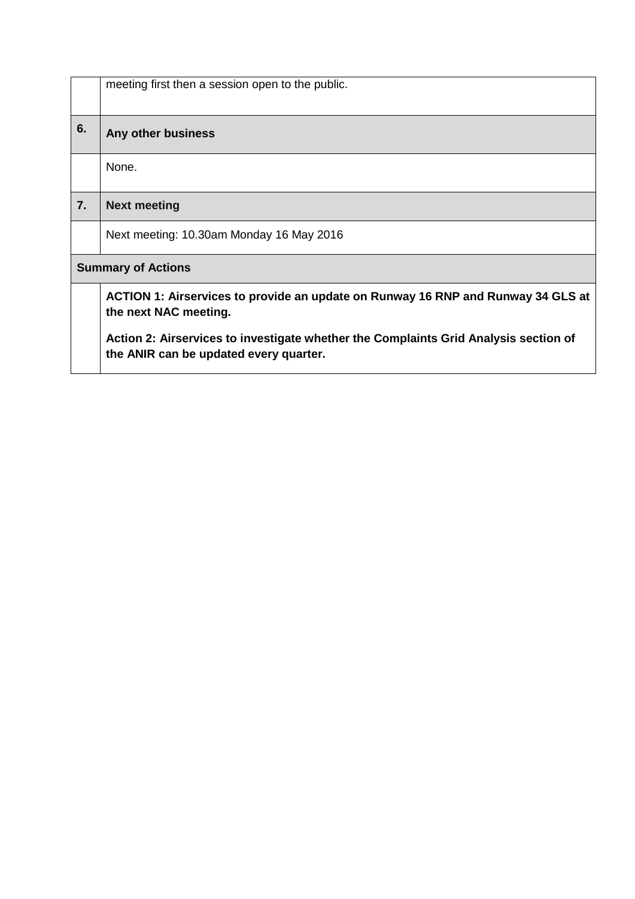| | |
|---|---|
| | meeting first then a session open to the public. |
| **6.** | **Any other business** |
| | None. |
| **7.** | **Next meeting** |
| | Next meeting: 10.30am Monday 16 May 2016 |
| **Summary of Actions** | |
| | **ACTION 1: Airservices to provide an update on Runway 16 RNP and Runway 34 GLS at the next NAC meeting.**<br><br>**Action 2: Airservices to investigate whether the Complaints Grid Analysis section of the ANIR can be updated every quarter.** |